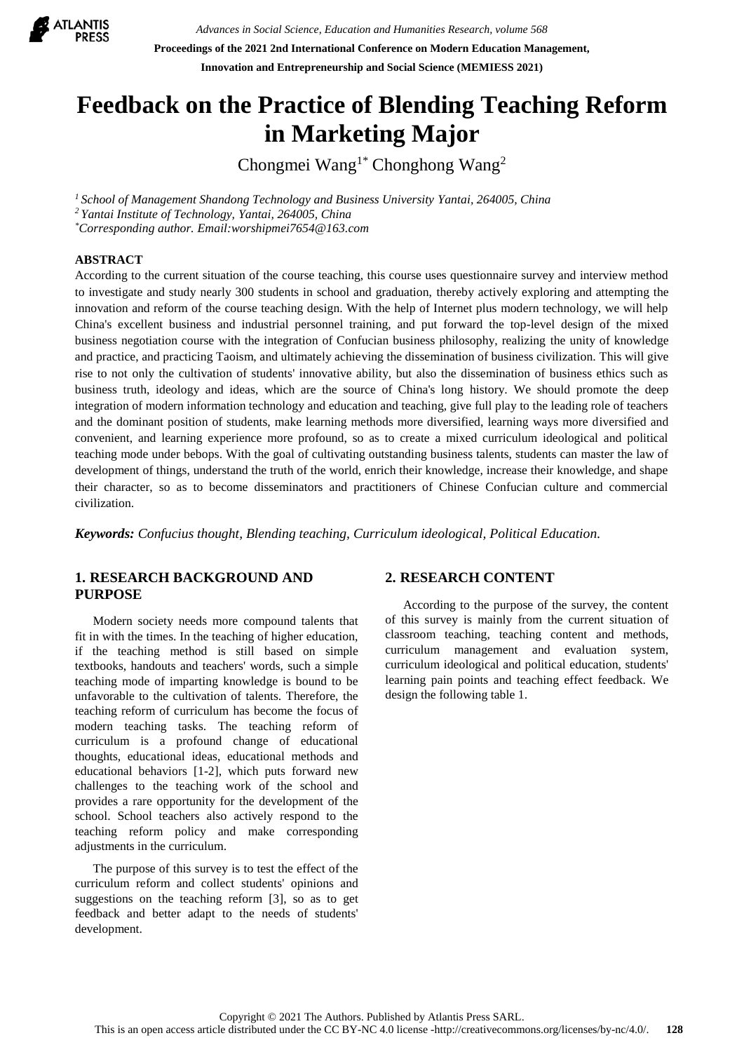# Feedback on the Practice of Blending Teaching Reform in Marketing Major

Chongmei Wang[1*] Chonghong Wang[2]

[1] *School of Management Shandong Technology and Business University Yantai, 264005, China*
[2] *Yantai Institute of Technology, Yantai, 264005, China*
[*] *Corresponding author. Email:worshipmei7654@163.com*

**ABSTRACT**

According to the current situation of the course teaching, this course uses questionnaire survey and interview method to investigate and study nearly 300 students in school and graduation, thereby actively exploring and attempting the innovation and reform of the course teaching design. With the help of Internet plus modern technology, we will help China's excellent business and industrial personnel training, and put forward the top-level design of the mixed business negotiation course with the integration of Confucian business philosophy, realizing the unity of knowledge and practice, and practicing Taoism, and ultimately achieving the dissemination of business civilization. This will give rise to not only the cultivation of students' innovative ability, but also the dissemination of business ethics such as business truth, ideology and ideas, which are the source of China's long history. We should promote the deep integration of modern information technology and education and teaching, give full play to the leading role of teachers and the dominant position of students, make learning methods more diversified, learning ways more diversified and convenient, and learning experience more profound, so as to create a mixed curriculum ideological and political teaching mode under bebops. With the goal of cultivating outstanding business talents, students can master the law of development of things, understand the truth of the world, enrich their knowledge, increase their knowledge, and shape their character, so as to become disseminators and practitioners of Chinese Confucian culture and commercial civilization.

***Keywords:*** *Confucius thought, Blending teaching, Curriculum ideological, Political Education.*

## 1. RESEARCH BACKGROUND AND PURPOSE

Modern society needs more compound talents that fit in with the times. In the teaching of higher education, if the teaching method is still based on simple textbooks, handouts and teachers' words, such a simple teaching mode of imparting knowledge is bound to be unfavorable to the cultivation of talents. Therefore, the teaching reform of curriculum has become the focus of modern teaching tasks. The teaching reform of curriculum is a profound change of educational thoughts, educational ideas, educational methods and educational behaviors [1-2], which puts forward new challenges to the teaching work of the school and provides a rare opportunity for the development of the school. School teachers also actively respond to the teaching reform policy and make corresponding adjustments in the curriculum.

The purpose of this survey is to test the effect of the curriculum reform and collect students' opinions and suggestions on the teaching reform [3], so as to get feedback and better adapt to the needs of students' development.

## 2. RESEARCH CONTENT

According to the purpose of the survey, the content of this survey is mainly from the current situation of classroom teaching, teaching content and methods, curriculum management and evaluation system, curriculum ideological and political education, students' learning pain points and teaching effect feedback. We design the following table 1.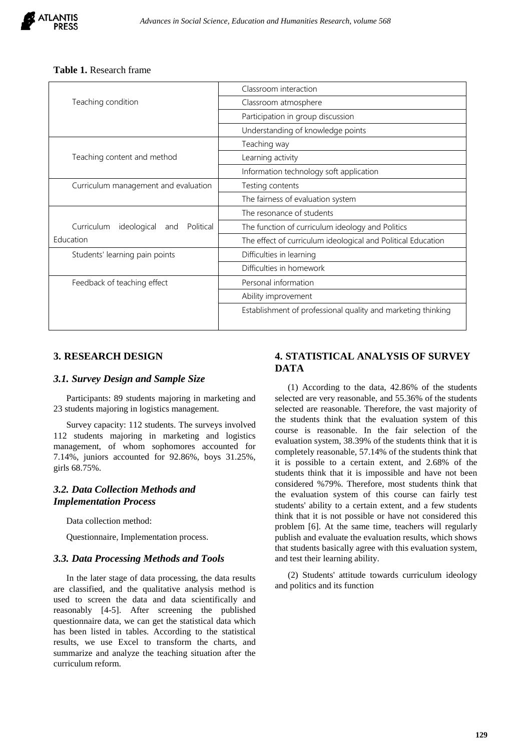**Table 1.** Research frame

| | |
|---|---|
| Teaching condition | Classroom interaction |
| | Classroom atmosphere |
| | Participation in group discussion |
| | Understanding of knowledge points |
| Teaching content and method | Teaching way |
| | Learning activity |
| | Information technology soft application |
| Curriculum management and evaluation | Testing contents |
| | The fairness of evaluation system |
| Curriculum ideological and Political Education | The resonance of students |
| | The function of curriculum ideology and Politics |
| | The effect of curriculum ideological and Political Education |
| Students' learning pain points | Difficulties in learning |
| | Difficulties in homework |
| Feedback of teaching effect | Personal information |
| | Ability improvement |
| | Establishment of professional quality and marketing thinking |

## 3. RESEARCH DESIGN

### *3.1. Survey Design and Sample Size*

Participants: 89 students majoring in marketing and 23 students majoring in logistics management.

Survey capacity: 112 students. The surveys involved 112 students majoring in marketing and logistics management, of whom sophomores accounted for 7.14%, juniors accounted for 92.86%, boys 31.25%, girls 68.75%.

### *3.2. Data Collection Methods and Implementation Process*

Data collection method:

Questionnaire, Implementation process.

### *3.3. Data Processing Methods and Tools*

In the later stage of data processing, the data results are classified, and the qualitative analysis method is used to screen the data and data scientifically and reasonably [4-5]. After screening the published questionnaire data, we can get the statistical data which has been listed in tables. According to the statistical results, we use Excel to transform the charts, and summarize and analyze the teaching situation after the curriculum reform.

## 4. STATISTICAL ANALYSIS OF SURVEY DATA

(1) According to the data, 42.86% of the students selected are very reasonable, and 55.36% of the students selected are reasonable. Therefore, the vast majority of the students think that the evaluation system of this course is reasonable. In the fair selection of the evaluation system, 38.39% of the students think that it is completely reasonable, 57.14% of the students think that it is possible to a certain extent, and 2.68% of the students think that it is impossible and have not been considered %79%. Therefore, most students think that the evaluation system of this course can fairly test students' ability to a certain extent, and a few students think that it is not possible or have not considered this problem [6]. At the same time, teachers will regularly publish and evaluate the evaluation results, which shows that students basically agree with this evaluation system, and test their learning ability.

(2) Students' attitude towards curriculum ideology and politics and its function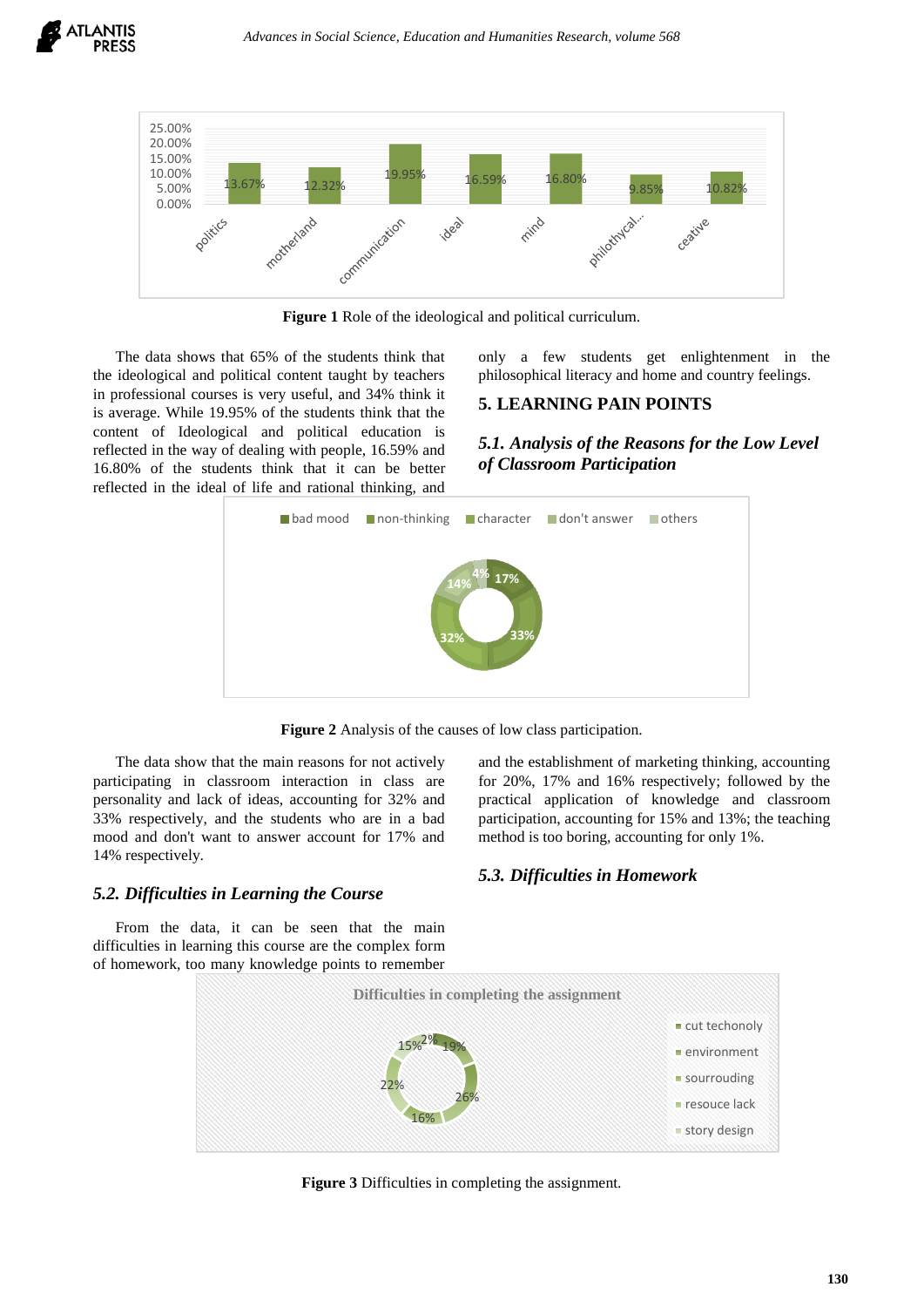Figure 1 Role of the ideological and political curriculum.

The data shows that 65% of the students think that the ideological and political content taught by teachers in professional courses is very useful, and 34% think it is average. While 19.95% of the students think that the content of Ideological and political education is reflected in the way of dealing with people, 16.59% and 16.80% of the students think that it can be better reflected in the ideal of life and rational thinking, and only a few students get enlightenment in the philosophical literacy and home and country feelings.

## 5. LEARNING PAIN POINTS

### *5.1. Analysis of the Reasons for the Low Level of Classroom Participation*

**Figure 2** Analysis of the causes of low class participation.

The data show that the main reasons for not actively participating in classroom interaction in class are personality and lack of ideas, accounting for 32% and 33% respectively, and the students who are in a bad mood and don't want to answer account for 17% and 14% respectively.

### *5.2. Difficulties in Learning the Course*

From the data, it can be seen that the main difficulties in learning this course are the complex form of homework, too many knowledge points to remember and the establishment of marketing thinking, accounting for 20%, 17% and 16% respectively; followed by the practical application of knowledge and classroom participation, accounting for 15% and 13%; the teaching method is too boring, accounting for only 1%.

### *5.3. Difficulties in Homework*

**Figure 3** Difficulties in completing the assignment.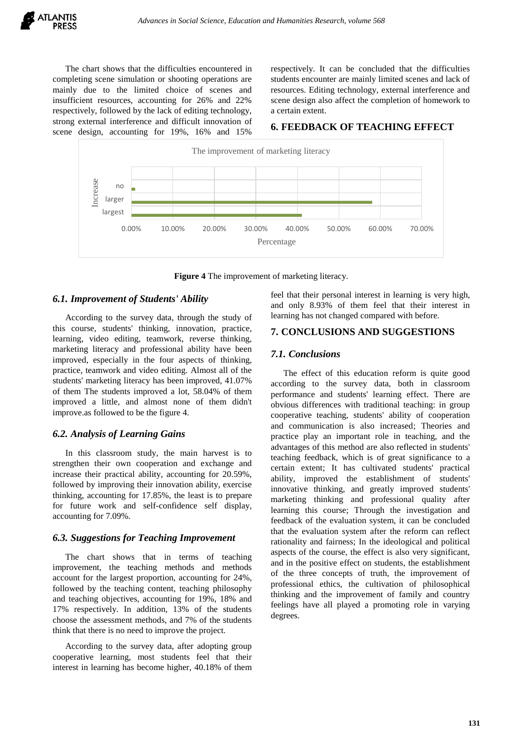The chart shows that the difficulties encountered in completing scene simulation or shooting operations are mainly due to the limited choice of scenes and insufficient resources, accounting for 26% and 22% respectively, followed by the lack of editing technology, strong external interference and difficult innovation of scene design, accounting for 19%, 16% and 15% respectively. It can be concluded that the difficulties students encounter are mainly limited scenes and lack of resources. Editing technology, external interference and scene design also affect the completion of homework to a certain extent.

## 6. FEEDBACK OF TEACHING EFFECT

**Figure 4** The improvement of marketing literacy.

### *6.1. Improvement of Students' Ability*

According to the survey data, through the study of this course, students' thinking, innovation, practice, learning, video editing, teamwork, reverse thinking, marketing literacy and professional ability have been improved, especially in the four aspects of thinking, practice, teamwork and video editing. Almost all of the students' marketing literacy has been improved, 41.07% of them The students improved a lot, 58.04% of them improved a little, and almost none of them didn't improve.as followed to be the figure 4.

### *6.2. Analysis of Learning Gains*

In this classroom study, the main harvest is to strengthen their own cooperation and exchange and increase their practical ability, accounting for 20.59%, followed by improving their innovation ability, exercise thinking, accounting for 17.85%, the least is to prepare for future work and self-confidence self display, accounting for 7.09%.

### *6.3. Suggestions for Teaching Improvement*

The chart shows that in terms of teaching improvement, the teaching methods and methods account for the largest proportion, accounting for 24%, followed by the teaching content, teaching philosophy and teaching objectives, accounting for 19%, 18% and 17% respectively. In addition, 13% of the students choose the assessment methods, and 7% of the students think that there is no need to improve the project.

According to the survey data, after adopting group cooperative learning, most students feel that their interest in learning has become higher, 40.18% of them feel that their personal interest in learning is very high, and only 8.93% of them feel that their interest in learning has not changed compared with before.

## 7. CONCLUSIONS AND SUGGESTIONS

### *7.1. Conclusions*

The effect of this education reform is quite good according to the survey data, both in classroom performance and students' learning effect. There are obvious differences with traditional teaching: in group cooperative teaching, students' ability of cooperation and communication is also increased; Theories and practice play an important role in teaching, and the advantages of this method are also reflected in students' teaching feedback, which is of great significance to a certain extent; It has cultivated students' practical ability, improved the establishment of students' innovative thinking, and greatly improved students' marketing thinking and professional quality after learning this course; Through the investigation and feedback of the evaluation system, it can be concluded that the evaluation system after the reform can reflect rationality and fairness; In the ideological and political aspects of the course, the effect is also very significant, and in the positive effect on students, the establishment of the three concepts of truth, the improvement of professional ethics, the cultivation of philosophical thinking and the improvement of family and country feelings have all played a promoting role in varying degrees.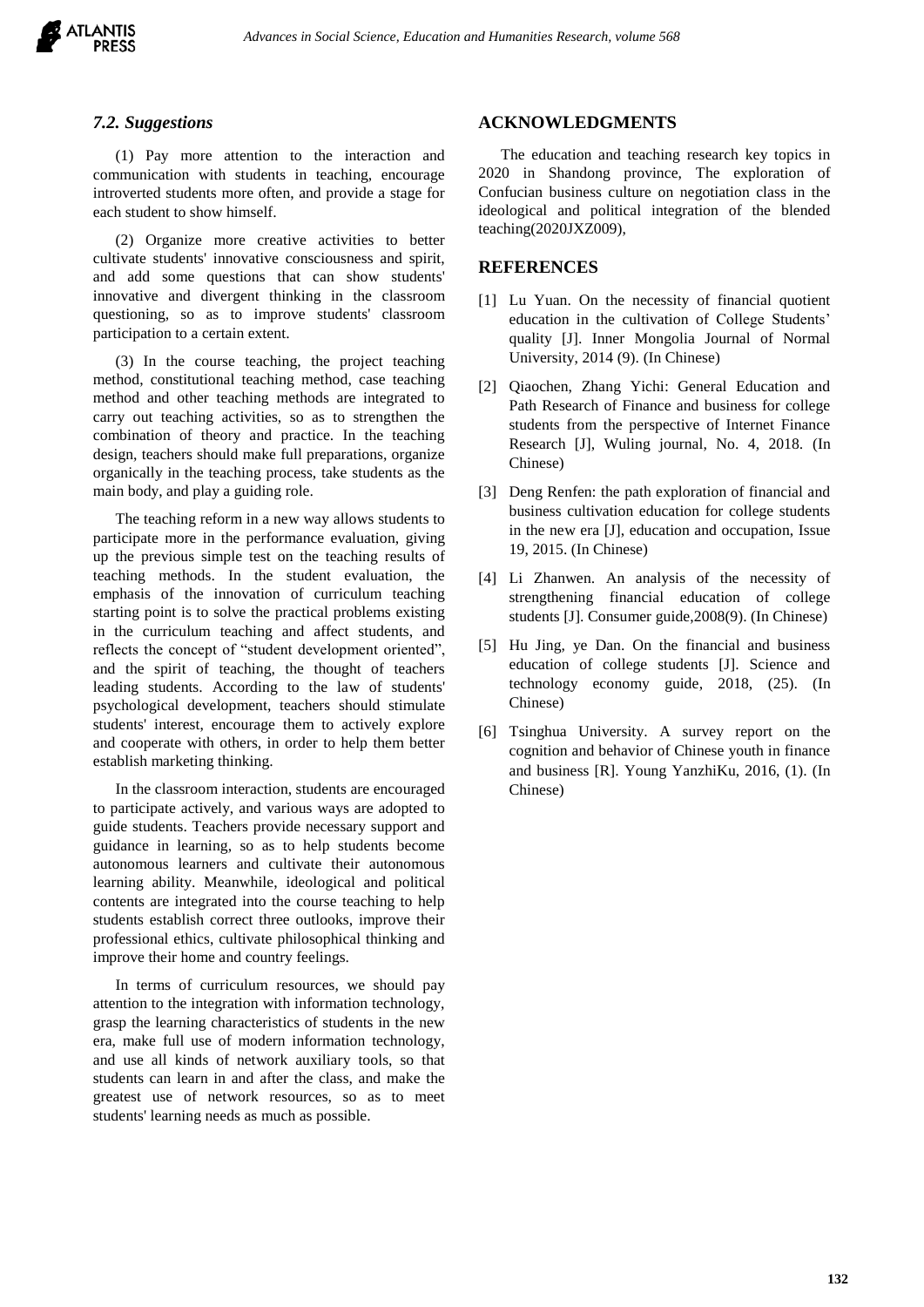### *7.2. Suggestions*

(1) Pay more attention to the interaction and communication with students in teaching, encourage introverted students more often, and provide a stage for each student to show himself.

(2) Organize more creative activities to better cultivate students' innovative consciousness and spirit, and add some questions that can show students' innovative and divergent thinking in the classroom questioning, so as to improve students' classroom participation to a certain extent.

(3) In the course teaching, the project teaching method, constitutional teaching method, case teaching method and other teaching methods are integrated to carry out teaching activities, so as to strengthen the combination of theory and practice. In the teaching design, teachers should make full preparations, organize organically in the teaching process, take students as the main body, and play a guiding role.

The teaching reform in a new way allows students to participate more in the performance evaluation, giving up the previous simple test on the teaching results of teaching methods. In the student evaluation, the emphasis of the innovation of curriculum teaching starting point is to solve the practical problems existing in the curriculum teaching and affect students, and reflects the concept of "student development oriented", and the spirit of teaching, the thought of teachers leading students. According to the law of students' psychological development, teachers should stimulate students' interest, encourage them to actively explore and cooperate with others, in order to help them better establish marketing thinking.

In the classroom interaction, students are encouraged to participate actively, and various ways are adopted to guide students. Teachers provide necessary support and guidance in learning, so as to help students become autonomous learners and cultivate their autonomous learning ability. Meanwhile, ideological and political contents are integrated into the course teaching to help students establish correct three outlooks, improve their professional ethics, cultivate philosophical thinking and improve their home and country feelings.

In terms of curriculum resources, we should pay attention to the integration with information technology, grasp the learning characteristics of students in the new era, make full use of modern information technology, and use all kinds of network auxiliary tools, so that students can learn in and after the class, and make the greatest use of network resources, so as to meet students' learning needs as much as possible.

## ACKNOWLEDGMENTS

The education and teaching research key topics in 2020 in Shandong province, The exploration of Confucian business culture on negotiation class in the ideological and political integration of the blended teaching(2020JXZ009),

## REFERENCES

[1] Lu Yuan. On the necessity of financial quotient education in the cultivation of College Students' quality [J]. Inner Mongolia Journal of Normal University, 2014 (9). (In Chinese)

[2] Qiaochen, Zhang Yichi: General Education and Path Research of Finance and business for college students from the perspective of Internet Finance Research [J], Wuling journal, No. 4, 2018. (In Chinese)

[3] Deng Renfen: the path exploration of financial and business cultivation education for college students in the new era [J], education and occupation, Issue 19, 2015. (In Chinese)

[4] Li Zhanwen. An analysis of the necessity of strengthening financial education of college students [J]. Consumer guide,2008(9). (In Chinese)

[5] Hu Jing, ye Dan. On the financial and business education of college students [J]. Science and technology economy guide, 2018, (25). (In Chinese)

[6] Tsinghua University. A survey report on the cognition and behavior of Chinese youth in finance and business [R]. Young YanzhiKu, 2016, (1). (In Chinese)